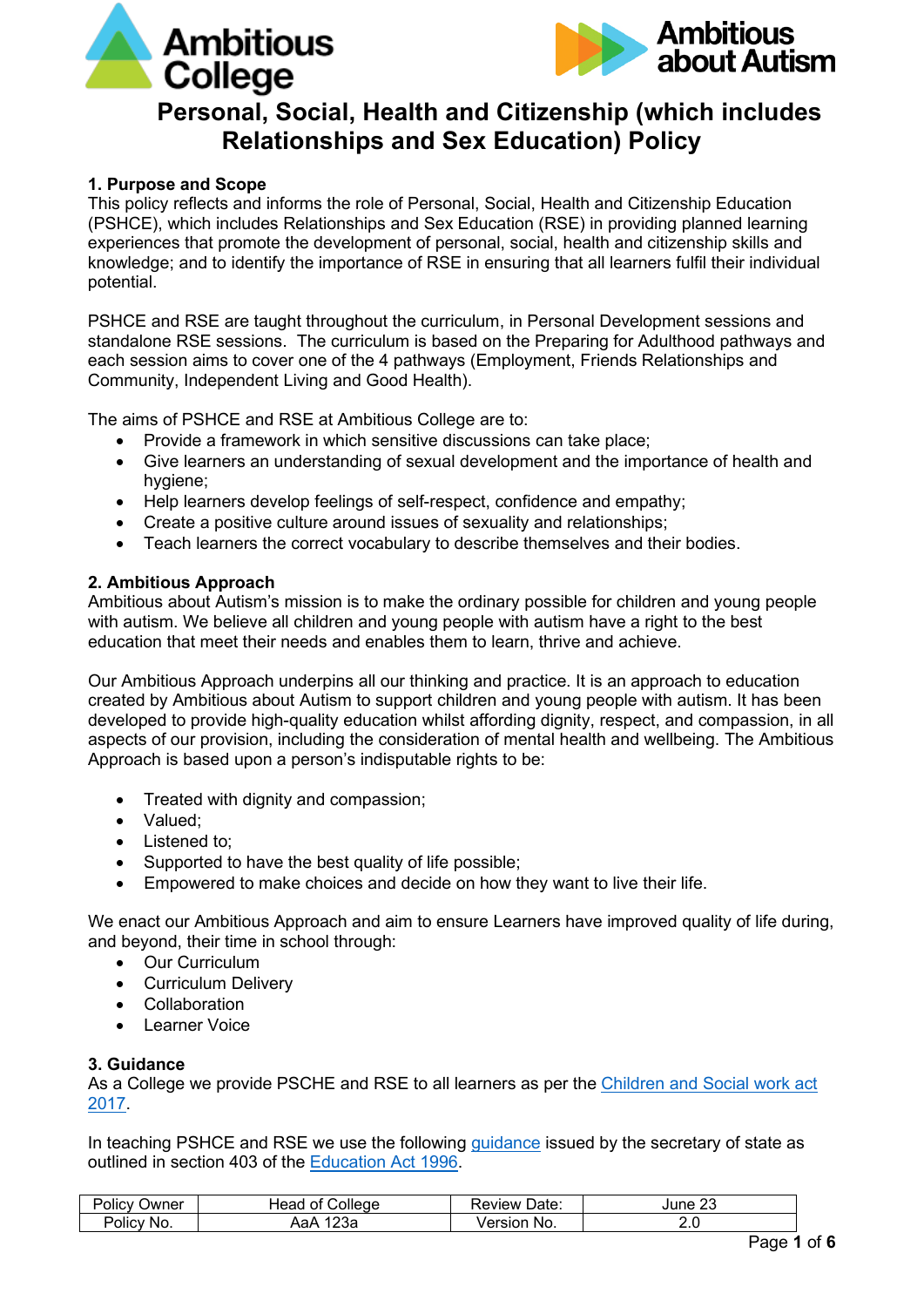Ambitious College

Ambitious about Autism

# Personal, Social, Health and Citizenship (which includes Relationships and Sex Education) Policy

## 1. Purpose and Scope

This policy reflects and informs the role of Personal, Social, Health and Citizenship Education (PSHCE), which includes Relationships and Sex Education (RSE) in providing planned learning experiences that promote the development of personal, social, health and citizenship skills and knowledge; and to identify the importance of RSE in ensuring that all learners fulfil their individual potential.

PSHCE and RSE are taught throughout the curriculum, in Personal Development sessions and standalone RSE sessions. The curriculum is based on the Preparing for Adulthood pathways and each session aims to cover one of the 4 pathways (Employment, Friends Relationships and Community, Independent Living and Good Health).

The aims of PSHCE and RSE at Ambitious College are to:

- Provide a framework in which sensitive discussions can take place;
- Give learners an understanding of sexual development and the importance of health and hygiene;
- Help learners develop feelings of self-respect, confidence and empathy;
- Create a positive culture around issues of sexuality and relationships;
- Teach learners the correct vocabulary to describe themselves and their bodies.

## 2. Ambitious Approach

Ambitious about Autism's mission is to make the ordinary possible for children and young people with autism. We believe all children and young people with autism have a right to the best education that meet their needs and enables them to learn, thrive and achieve.

Our Ambitious Approach underpins all our thinking and practice. It is an approach to education created by Ambitious about Autism to support children and young people with autism. It has been developed to provide high-quality education whilst affording dignity, respect, and compassion, in all aspects of our provision, including the consideration of mental health and wellbeing. The Ambitious Approach is based upon a person's indisputable rights to be:

- Treated with dignity and compassion;
- Valued;
- Listened to;
- Supported to have the best quality of life possible;
- Empowered to make choices and decide on how they want to live their life.

We enact our Ambitious Approach and aim to ensure Learners have improved quality of life during, and beyond, their time in school through:

- Our Curriculum
- Curriculum Delivery
- Collaboration
- Learner Voice

## 3. Guidance

As a College we provide PSCHE and RSE to all learners as per the Children and Social work act 2017.

In teaching PSHCE and RSE we use the following guidance issued by the secretary of state as outlined in section 403 of the Education Act 1996.

| Policy Owner | Head of College | Review Date: | June 23 |
|---|---|---|---|
| Policy No. | AaA 123a | Version No. | 2.0 |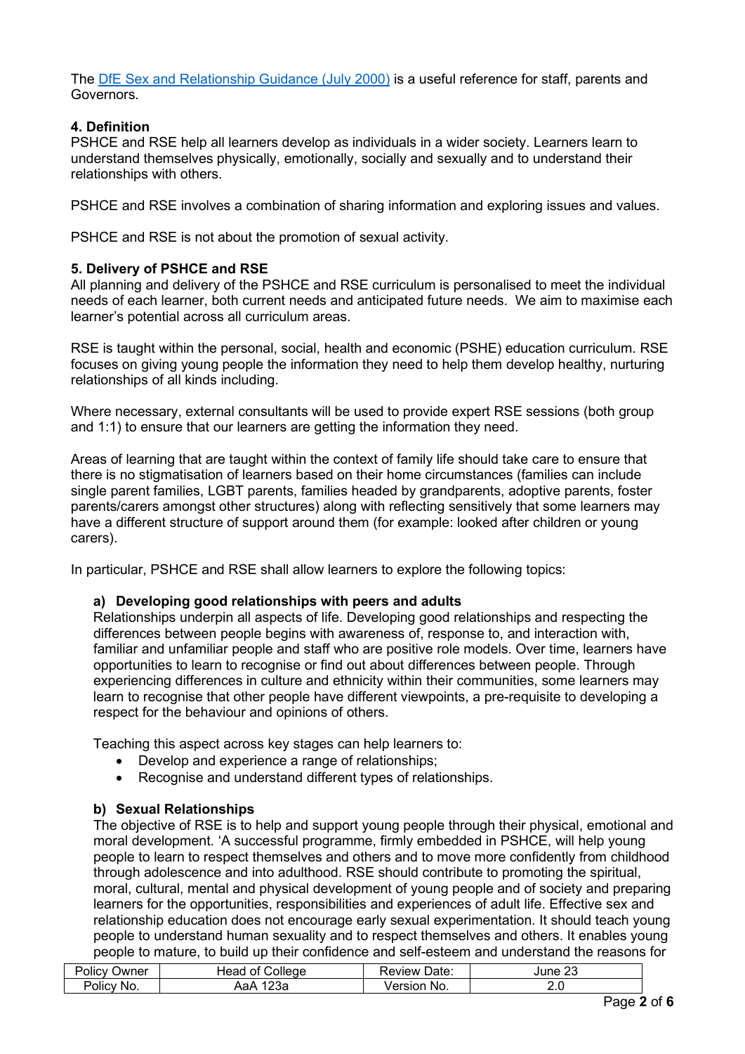The [DfE Sex and Relationship Guidance (July 2000)]() is a useful reference for staff, parents and Governors.

**4. Definition**

PSHCE and RSE help all learners develop as individuals in a wider society. Learners learn to understand themselves physically, emotionally, socially and sexually and to understand their relationships with others.

PSHCE and RSE involves a combination of sharing information and exploring issues and values.

PSHCE and RSE is not about the promotion of sexual activity.

**5. Delivery of PSHCE and RSE**

All planning and delivery of the PSHCE and RSE curriculum is personalised to meet the individual needs of each learner, both current needs and anticipated future needs. We aim to maximise each learner's potential across all curriculum areas.

RSE is taught within the personal, social, health and economic (PSHE) education curriculum. RSE focuses on giving young people the information they need to help them develop healthy, nurturing relationships of all kinds including.

Where necessary, external consultants will be used to provide expert RSE sessions (both group and 1:1) to ensure that our learners are getting the information they need.

Areas of learning that are taught within the context of family life should take care to ensure that there is no stigmatisation of learners based on their home circumstances (families can include single parent families, LGBT parents, families headed by grandparents, adoptive parents, foster parents/carers amongst other structures) along with reflecting sensitively that some learners may have a different structure of support around them (for example: looked after children or young carers).

In particular, PSHCE and RSE shall allow learners to explore the following topics:

**a) Developing good relationships with peers and adults**

Relationships underpin all aspects of life. Developing good relationships and respecting the differences between people begins with awareness of, response to, and interaction with, familiar and unfamiliar people and staff who are positive role models. Over time, learners have opportunities to learn to recognise or find out about differences between people. Through experiencing differences in culture and ethnicity within their communities, some learners may learn to recognise that other people have different viewpoints, a pre-requisite to developing a respect for the behaviour and opinions of others.

Teaching this aspect across key stages can help learners to:

- Develop and experience a range of relationships;
- Recognise and understand different types of relationships.

**b) Sexual Relationships**

The objective of RSE is to help and support young people through their physical, emotional and moral development. 'A successful programme, firmly embedded in PSHCE, will help young people to learn to respect themselves and others and to move more confidently from childhood through adolescence and into adulthood. RSE should contribute to promoting the spiritual, moral, cultural, mental and physical development of young people and of society and preparing learners for the opportunities, responsibilities and experiences of adult life. Effective sex and relationship education does not encourage early sexual experimentation. It should teach young people to understand human sexuality and to respect themselves and others. It enables young people to mature, to build up their confidence and self-esteem and understand the reasons for

| Policy Owner | Head of College | Review Date: | June 23 |
|---|---|---|---|
| Policy No. | AaA 123a | Version No. | 2.0 |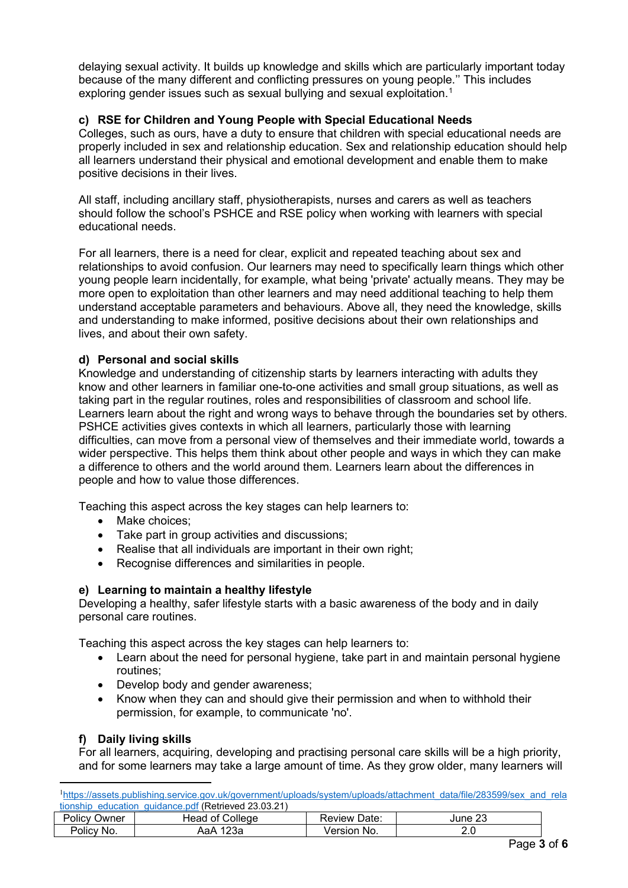delaying sexual activity. It builds up knowledge and skills which are particularly important today because of the many different and conflicting pressures on young people.'' This includes exploring gender issues such as sexual bullying and sexual exploitation.[1]

### c) RSE for Children and Young People with Special Educational Needs

Colleges, such as ours, have a duty to ensure that children with special educational needs are properly included in sex and relationship education. Sex and relationship education should help all learners understand their physical and emotional development and enable them to make positive decisions in their lives.

All staff, including ancillary staff, physiotherapists, nurses and carers as well as teachers should follow the school's PSHCE and RSE policy when working with learners with special educational needs.

For all learners, there is a need for clear, explicit and repeated teaching about sex and relationships to avoid confusion. Our learners may need to specifically learn things which other young people learn incidentally, for example, what being 'private' actually means. They may be more open to exploitation than other learners and may need additional teaching to help them understand acceptable parameters and behaviours. Above all, they need the knowledge, skills and understanding to make informed, positive decisions about their own relationships and lives, and about their own safety.

### d) Personal and social skills

Knowledge and understanding of citizenship starts by learners interacting with adults they know and other learners in familiar one-to-one activities and small group situations, as well as taking part in the regular routines, roles and responsibilities of classroom and school life. Learners learn about the right and wrong ways to behave through the boundaries set by others. PSHCE activities gives contexts in which all learners, particularly those with learning difficulties, can move from a personal view of themselves and their immediate world, towards a wider perspective. This helps them think about other people and ways in which they can make a difference to others and the world around them. Learners learn about the differences in people and how to value those differences.

Teaching this aspect across the key stages can help learners to:

- Make choices;
- Take part in group activities and discussions;
- Realise that all individuals are important in their own right;
- Recognise differences and similarities in people.

### e) Learning to maintain a healthy lifestyle

Developing a healthy, safer lifestyle starts with a basic awareness of the body and in daily personal care routines.

Teaching this aspect across the key stages can help learners to:

- Learn about the need for personal hygiene, take part in and maintain personal hygiene routines;
- Develop body and gender awareness;
- Know when they can and should give their permission and when to withhold their permission, for example, to communicate 'no'.

### f) Daily living skills

For all learners, acquiring, developing and practising personal care skills will be a high priority, and for some learners may take a large amount of time. As they grow older, many learners will

---

[1] https://assets.publishing.service.gov.uk/government/uploads/system/uploads/attachment_data/file/283599/sex_and_relationship_education_guidance.pdf (Retrieved 23.03.21)

| Policy Owner | Head of College | Review Date: | June 23 |
|---|---|---|---|
| Policy No. | AaA 123a | Version No. | 2.0 |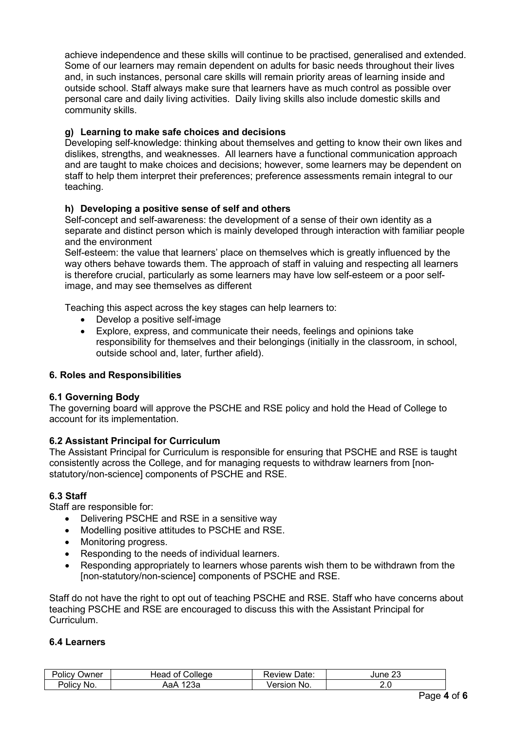achieve independence and these skills will continue to be practised, generalised and extended. Some of our learners may remain dependent on adults for basic needs throughout their lives and, in such instances, personal care skills will remain priority areas of learning inside and outside school. Staff always make sure that learners have as much control as possible over personal care and daily living activities. Daily living skills also include domestic skills and community skills.

#### g) Learning to make safe choices and decisions

Developing self-knowledge: thinking about themselves and getting to know their own likes and dislikes, strengths, and weaknesses. All learners have a functional communication approach and are taught to make choices and decisions; however, some learners may be dependent on staff to help them interpret their preferences; preference assessments remain integral to our teaching.

#### h) Developing a positive sense of self and others

Self-concept and self-awareness: the development of a sense of their own identity as a separate and distinct person which is mainly developed through interaction with familiar people and the environment

Self-esteem: the value that learners' place on themselves which is greatly influenced by the way others behave towards them. The approach of staff in valuing and respecting all learners is therefore crucial, particularly as some learners may have low self-esteem or a poor self-image, and may see themselves as different

Teaching this aspect across the key stages can help learners to:

- Develop a positive self-image
- Explore, express, and communicate their needs, feelings and opinions take responsibility for themselves and their belongings (initially in the classroom, in school, outside school and, later, further afield).

## 6. Roles and Responsibilities

### 6.1 Governing Body

The governing board will approve the PSCHE and RSE policy and hold the Head of College to account for its implementation.

### 6.2 Assistant Principal for Curriculum

The Assistant Principal for Curriculum is responsible for ensuring that PSCHE and RSE is taught consistently across the College, and for managing requests to withdraw learners from [non-statutory/non-science] components of PSCHE and RSE.

### 6.3 Staff

Staff are responsible for:

- Delivering PSCHE and RSE in a sensitive way
- Modelling positive attitudes to PSCHE and RSE.
- Monitoring progress.
- Responding to the needs of individual learners.
- Responding appropriately to learners whose parents wish them to be withdrawn from the [non-statutory/non-science] components of PSCHE and RSE.

Staff do not have the right to opt out of teaching PSCHE and RSE. Staff who have concerns about teaching PSCHE and RSE are encouraged to discuss this with the Assistant Principal for Curriculum.

### 6.4 Learners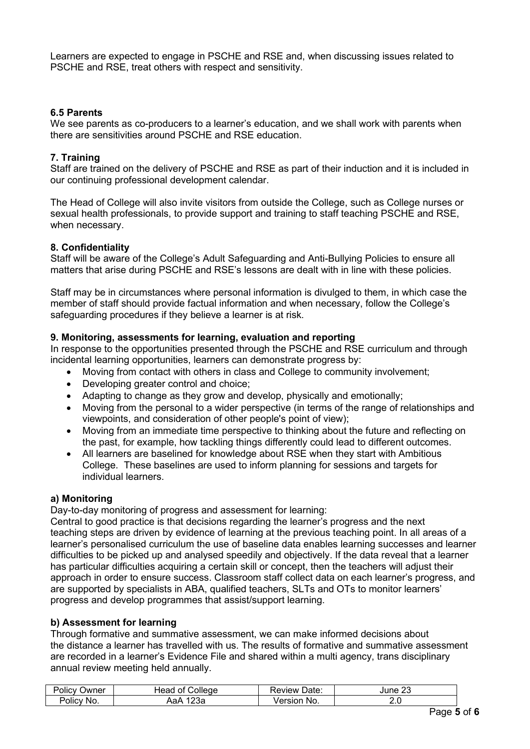Learners are expected to engage in PSCHE and RSE and, when discussing issues related to PSCHE and RSE, treat others with respect and sensitivity.

### 6.5 Parents

We see parents as co-producers to a learner's education, and we shall work with parents when there are sensitivities around PSCHE and RSE education.

## 7. Training

Staff are trained on the delivery of PSCHE and RSE as part of their induction and it is included in our continuing professional development calendar.

The Head of College will also invite visitors from outside the College, such as College nurses or sexual health professionals, to provide support and training to staff teaching PSCHE and RSE, when necessary.

## 8. Confidentiality

Staff will be aware of the College's Adult Safeguarding and Anti-Bullying Policies to ensure all matters that arise during PSCHE and RSE's lessons are dealt with in line with these policies.

Staff may be in circumstances where personal information is divulged to them, in which case the member of staff should provide factual information and when necessary, follow the College's safeguarding procedures if they believe a learner is at risk.

## 9. Monitoring, assessments for learning, evaluation and reporting

In response to the opportunities presented through the PSCHE and RSE curriculum and through incidental learning opportunities, learners can demonstrate progress by:

- Moving from contact with others in class and College to community involvement;
- Developing greater control and choice;
- Adapting to change as they grow and develop, physically and emotionally;
- Moving from the personal to a wider perspective (in terms of the range of relationships and viewpoints, and consideration of other people's point of view);
- Moving from an immediate time perspective to thinking about the future and reflecting on the past, for example, how tackling things differently could lead to different outcomes.
- All learners are baselined for knowledge about RSE when they start with Ambitious College. These baselines are used to inform planning for sessions and targets for individual learners.

### a) Monitoring

Day-to-day monitoring of progress and assessment for learning:

Central to good practice is that decisions regarding the learner's progress and the next teaching steps are driven by evidence of learning at the previous teaching point. In all areas of a learner's personalised curriculum the use of baseline data enables learning successes and learner difficulties to be picked up and analysed speedily and objectively. If the data reveal that a learner has particular difficulties acquiring a certain skill or concept, then the teachers will adjust their approach in order to ensure success. Classroom staff collect data on each learner's progress, and are supported by specialists in ABA, qualified teachers, SLTs and OTs to monitor learners' progress and develop programmes that assist/support learning.

### b) Assessment for learning

Through formative and summative assessment, we can make informed decisions about the distance a learner has travelled with us. The results of formative and summative assessment are recorded in a learner's Evidence File and shared within a multi agency, trans disciplinary annual review meeting held annually.

| Policy Owner | Head of College | Review Date: | June 23 |
|---|---|---|---|
| Policy No. | AaA 123a | Version No. | 2.0 |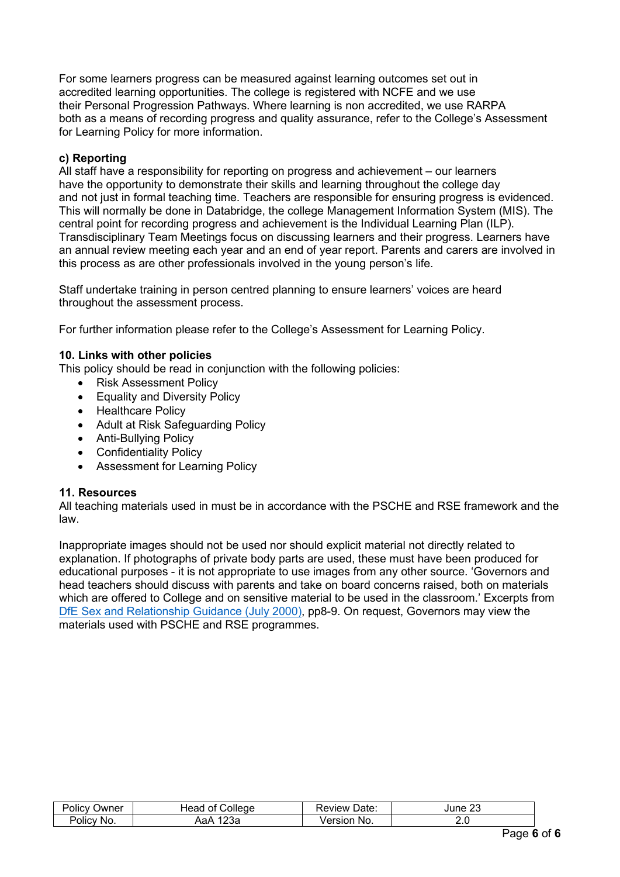For some learners progress can be measured against learning outcomes set out in accredited learning opportunities. The college is registered with NCFE and we use their Personal Progression Pathways. Where learning is non accredited, we use RARPA both as a means of recording progress and quality assurance, refer to the College's Assessment for Learning Policy for more information.

**c) Reporting**

All staff have a responsibility for reporting on progress and achievement – our learners have the opportunity to demonstrate their skills and learning throughout the college day and not just in formal teaching time. Teachers are responsible for ensuring progress is evidenced. This will normally be done in Databridge, the college Management Information System (MIS). The central point for recording progress and achievement is the Individual Learning Plan (ILP). Transdisciplinary Team Meetings focus on discussing learners and their progress. Learners have an annual review meeting each year and an end of year report. Parents and carers are involved in this process as are other professionals involved in the young person's life.

Staff undertake training in person centred planning to ensure learners' voices are heard throughout the assessment process.

For further information please refer to the College's Assessment for Learning Policy.

## 10. Links with other policies

This policy should be read in conjunction with the following policies:

- Risk Assessment Policy
- Equality and Diversity Policy
- Healthcare Policy
- Adult at Risk Safeguarding Policy
- Anti-Bullying Policy
- Confidentiality Policy
- Assessment for Learning Policy

## 11. Resources

All teaching materials used in must be in accordance with the PSCHE and RSE framework and the law.

Inappropriate images should not be used nor should explicit material not directly related to explanation. If photographs of private body parts are used, these must have been produced for educational purposes - it is not appropriate to use images from any other source. 'Governors and head teachers should discuss with parents and take on board concerns raised, both on materials which are offered to College and on sensitive material to be used in the classroom.' Excerpts from DfE Sex and Relationship Guidance (July 2000), pp8-9. On request, Governors may view the materials used with PSCHE and RSE programmes.

| | | | |
|---|---|---|---|
| Policy Owner | Head of College | Review Date: | June 23 |
| Policy No. | AaA 123a | Version No. | 2.0 |